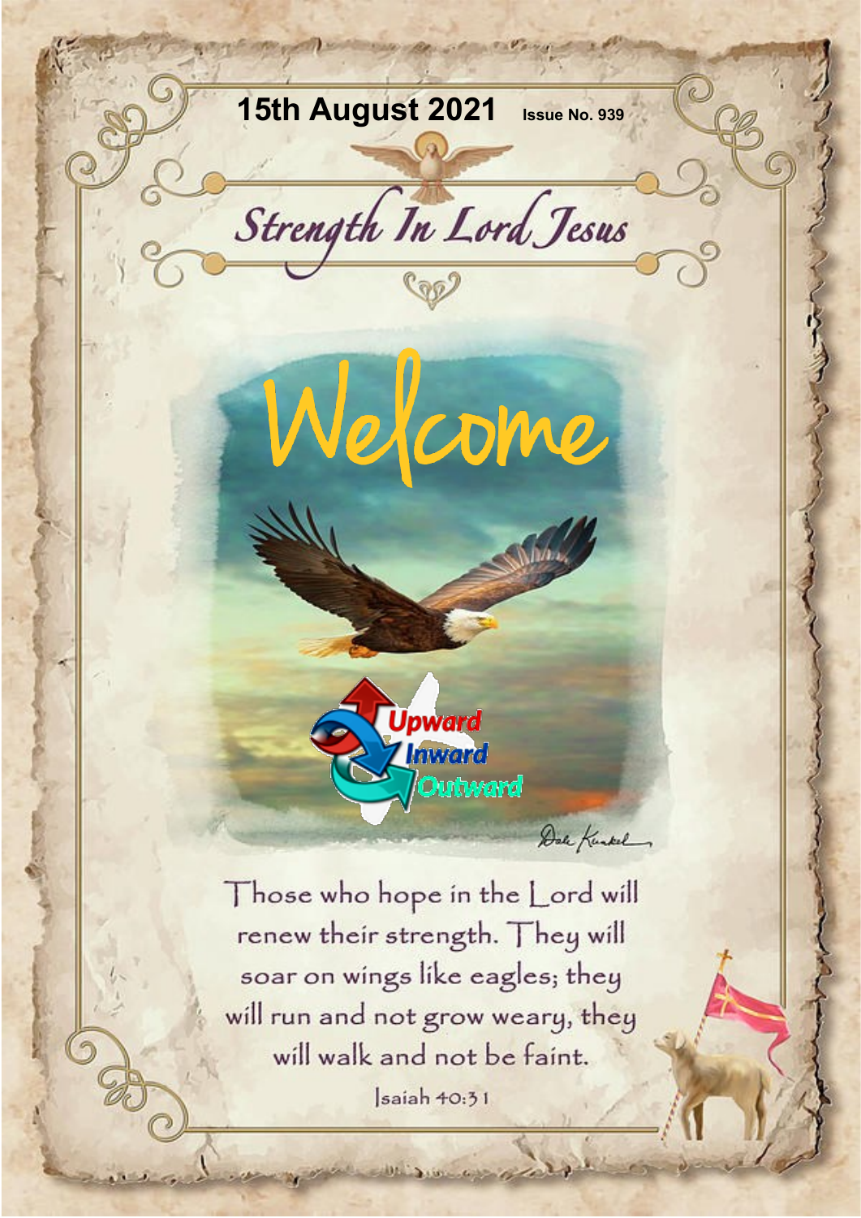15th August 2021 Issue No. 939

# Strength In Lord Jesus

## Welcome

Upward
Inward
Outward

Those who hope in the Lord will renew their strength. They will soar on wings like eagles; they will run and not grow weary, they will walk and not be faint.

Isaiah 40:31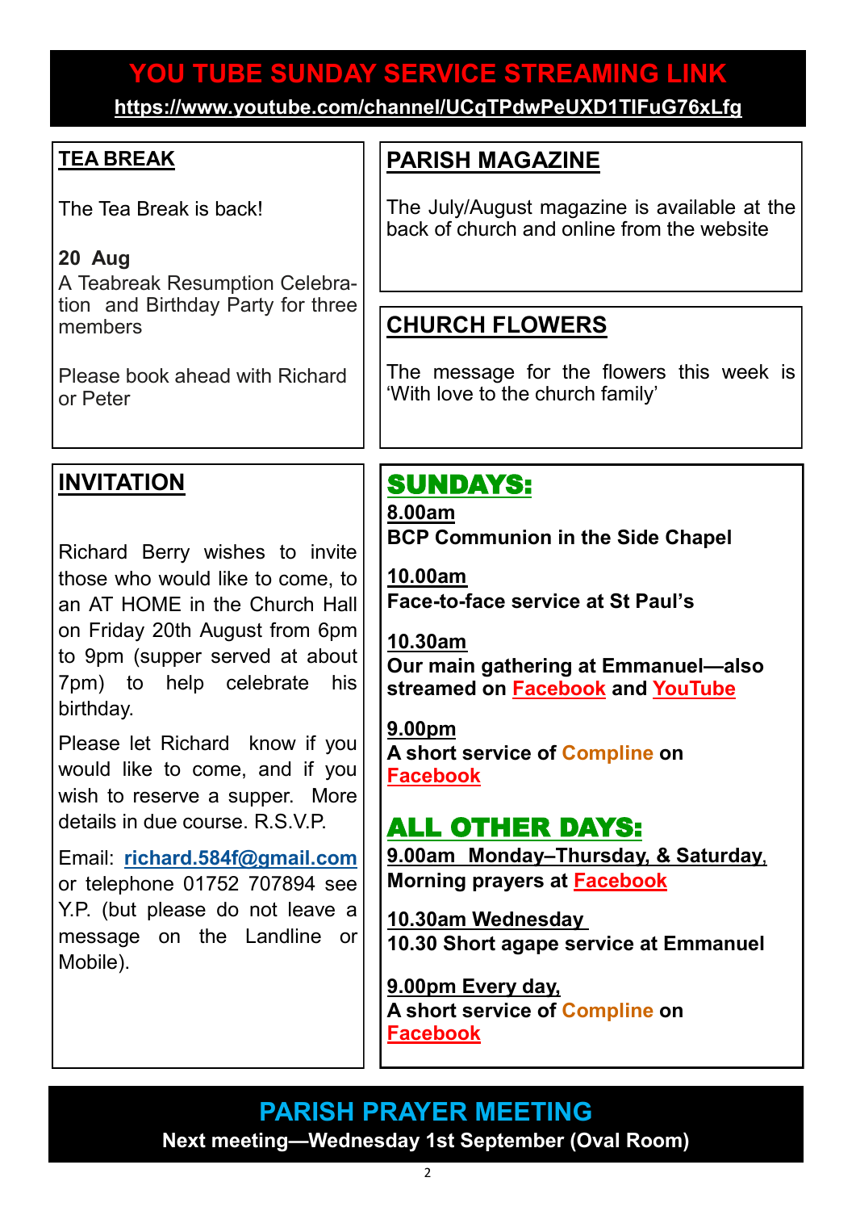# YOU TUBE SUNDAY SERVICE STREAMING LINK

**https://www.youtube.com/channel/UCqTPdwPeUXD1TIFuG76xLfg**

## TEA BREAK

The Tea Break is back!

**20 Aug**

A Teabreak Resumption Celebration and Birthday Party for three members

Please book ahead with Richard or Peter

## PARISH MAGAZINE

The July/August magazine is available at the back of church and online from the website

## CHURCH FLOWERS

The message for the flowers this week is 'With love to the church family'

## INVITATION

Richard Berry wishes to invite those who would like to come, to an AT HOME in the Church Hall on Friday 20th August from 6pm to 9pm (supper served at about 7pm) to help celebrate his birthday.

Please let Richard know if you would like to come, and if you wish to reserve a supper. More details in due course. R.S.V.P.

Email: **richard.584f@gmail.com** or telephone 01752 707894 see Y.P. (but please do not leave a message on the Landline or Mobile).

## SUNDAYS:

**8.00am**
**BCP Communion in the Side Chapel**

**10.00am**
**Face-to-face service at St Paul's**

**10.30am**
**Our main gathering at Emmanuel—also streamed on Facebook and YouTube**

**9.00pm**
**A short service of Compline on Facebook**

## ALL OTHER DAYS:

**9.00am Monday–Thursday, & Saturday,**
**Morning prayers at Facebook**

**10.30am Wednesday**
**10.30 Short agape service at Emmanuel**

**9.00pm Every day,**
**A short service of Compline on Facebook**

# PARISH PRAYER MEETING

**Next meeting—Wednesday 1st September (Oval Room)**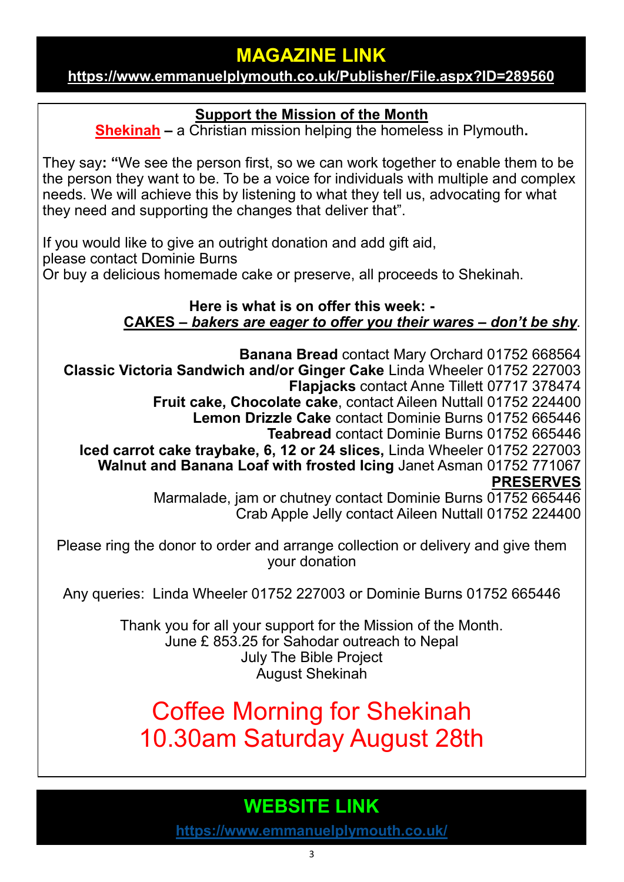## MAGAZINE LINK

**https://www.emmanuelplymouth.co.uk/Publisher/File.aspx?ID=289560**

### Support the Mission of the Month

**Shekinah** – a Christian mission helping the homeless in Plymouth.

They say: "We see the person first, so we can work together to enable them to be the person they want to be. To be a voice for individuals with multiple and complex needs. We will achieve this by listening to what they tell us, advocating for what they need and supporting the changes that deliver that".

If you would like to give an outright donation and add gift aid, please contact Dominie Burns
Or buy a delicious homemade cake or preserve, all proceeds to Shekinah.

**Here is what is on offer this week: -**
**CAKES – *bakers are eager to offer you their wares – don't be shy*.**

**Banana Bread** contact Mary Orchard 01752 668564
**Classic Victoria Sandwich and/or Ginger Cake** Linda Wheeler 01752 227003
**Flapjacks** contact Anne Tillett 07717 378474
**Fruit cake, Chocolate cake**, contact Aileen Nuttall 01752 224400
**Lemon Drizzle Cake** contact Dominie Burns 01752 665446
**Teabread** contact Dominie Burns 01752 665446
**Iced carrot cake traybake, 6, 12 or 24 slices,** Linda Wheeler 01752 227003
**Walnut and Banana Loaf with frosted Icing** Janet Asman 01752 771067

**PRESERVES**

Marmalade, jam or chutney contact Dominie Burns 01752 665446
Crab Apple Jelly contact Aileen Nuttall 01752 224400

Please ring the donor to order and arrange collection or delivery and give them your donation

Any queries: Linda Wheeler 01752 227003 or Dominie Burns 01752 665446

Thank you for all your support for the Mission of the Month.
June £ 853.25 for Sahodar outreach to Nepal
July The Bible Project
August Shekinah

## Coffee Morning for Shekinah
## 10.30am Saturday August 28th

## WEBSITE LINK

**https://www.emmanuelplymouth.co.uk/**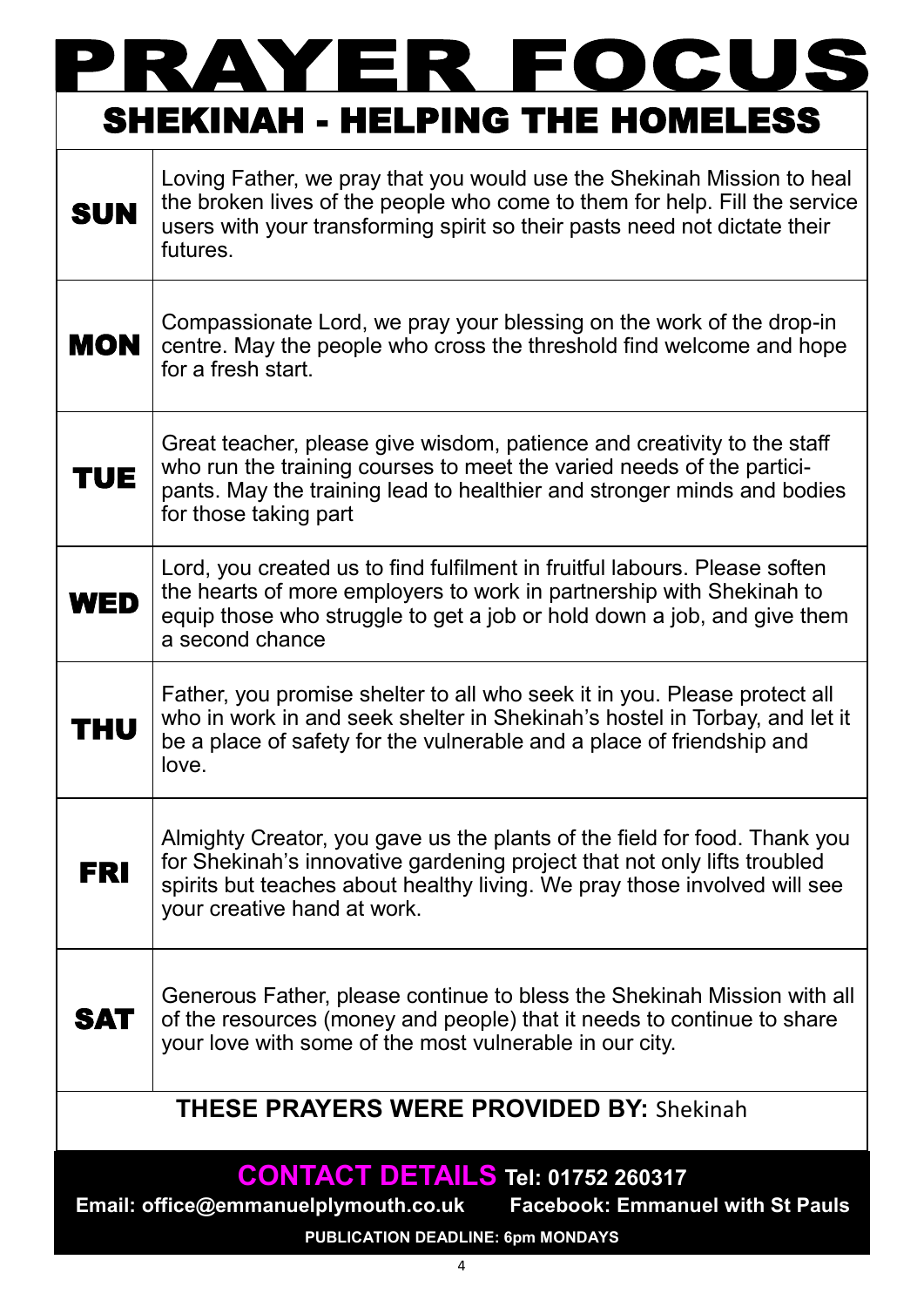# PRAYER FOCUS

## SHEKINAH - HELPING THE HOMELESS

| | |
|---|---|
| **SUN** | Loving Father, we pray that you would use the Shekinah Mission to heal the broken lives of the people who come to them for help. Fill the service users with your transforming spirit so their pasts need not dictate their futures. |
| **MON** | Compassionate Lord, we pray your blessing on the work of the drop-in centre. May the people who cross the threshold find welcome and hope for a fresh start. |
| **TUE** | Great teacher, please give wisdom, patience and creativity to the staff who run the training courses to meet the varied needs of the participants. May the training lead to healthier and stronger minds and bodies for those taking part |
| **WED** | Lord, you created us to find fulfilment in fruitful labours. Please soften the hearts of more employers to work in partnership with Shekinah to equip those who struggle to get a job or hold down a job, and give them a second chance |
| **THU** | Father, you promise shelter to all who seek it in you. Please protect all who in work in and seek shelter in Shekinah's hostel in Torbay, and let it be a place of safety for the vulnerable and a place of friendship and love. |
| **FRI** | Almighty Creator, you gave us the plants of the field for food. Thank you for Shekinah's innovative gardening project that not only lifts troubled spirits but teaches about healthy living. We pray those involved will see your creative hand at work. |
| **SAT** | Generous Father, please continue to bless the Shekinah Mission with all of the resources (money and people) that it needs to continue to share your love with some of the most vulnerable in our city. |

**THESE PRAYERS WERE PROVIDED BY:** Shekinah

**CONTACT DETAILS Tel: 01752 260317**

**Email: office@emmanuelplymouth.co.uk** **Facebook: Emmanuel with St Pauls**

**PUBLICATION DEADLINE: 6pm MONDAYS**